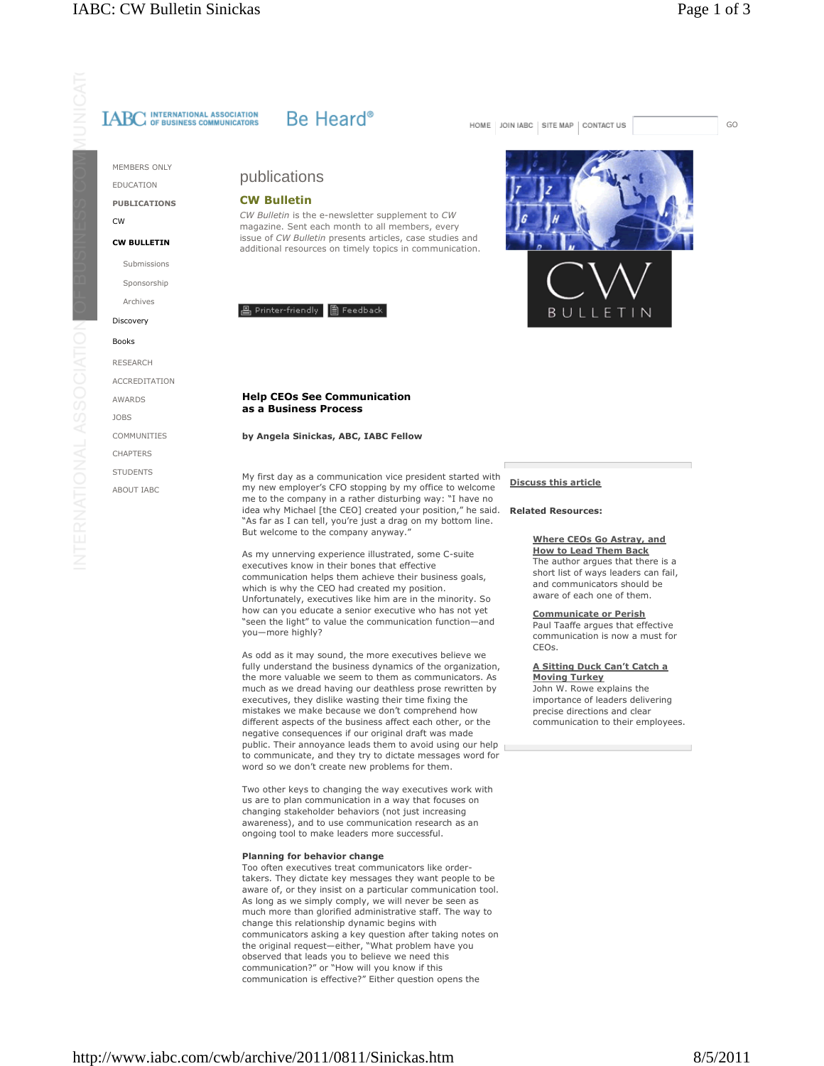IABC INTERNATIONAL ASSOCIATION OF BUSINESS COMMUNICATORS Be Heard®

HOME | JOIN IABC | SITE MAP | CONTACT US | GO

- MEMBERS ONLY
- EDUCATION
- **PUBLICATIONS**
- CW
- **CW BULLETIN**
  - Submissions
  - Sponsorship
  - Archives
- Discovery
- Books
- RESEARCH
- ACCREDITATION
- AWARDS
- JOBS
- COMMUNITIES
- CHAPTERS
- STUDENTS
- ABOUT IABC

# publications

## CW Bulletin

*CW Bulletin* is the e-newsletter supplement to *CW* magazine. Sent each month to all members, every issue of *CW Bulletin* presents articles, case studies and additional resources on timely topics in communication.

Printer-friendly | Feedback

CW BULLETIN

### Help CEOs See Communication as a Business Process

**by Angela Sinickas, ABC, IABC Fellow**

My first day as a communication vice president started with my new employer's CFO stopping by my office to welcome me to the company in a rather disturbing way: "I have no idea why Michael [the CEO] created your position," he said. "As far as I can tell, you're just a drag on my bottom line. But welcome to the company anyway."

As my unnerving experience illustrated, some C-suite executives know in their bones that effective communication helps them achieve their business goals, which is why the CEO had created my position. Unfortunately, executives like him are in the minority. So how can you educate a senior executive who has not yet "seen the light" to value the communication function—and you—more highly?

As odd as it may sound, the more executives believe we fully understand the business dynamics of the organization, the more valuable we seem to them as communicators. As much as we dread having our deathless prose rewritten by executives, they dislike wasting their time fixing the mistakes we make because we don't comprehend how different aspects of the business affect each other, or the negative consequences if our original draft was made public. Their annoyance leads them to avoid using our help to communicate, and they try to dictate messages word for word so we don't create new problems for them.

Two other keys to changing the way executives work with us are to plan communication in a way that focuses on changing stakeholder behaviors (not just increasing awareness), and to use communication research as an ongoing tool to make leaders more successful.

**Planning for behavior change**

Too often executives treat communicators like order-takers. They dictate key messages they want people to be aware of, or they insist on a particular communication tool. As long as we simply comply, we will never be seen as much more than glorified administrative staff. The way to change this relationship dynamic begins with communicators asking a key question after taking notes on the original request—either, "What problem have you observed that leads you to believe we need this communication?" or "How will you know if this communication is effective?" Either question opens the

**Discuss this article**

**Related Resources:**

**Where CEOs Go Astray, and How to Lead Them Back**
The author argues that there is a short list of ways leaders can fail, and communicators should be aware of each one of them.

**Communicate or Perish**
Paul Taaffe argues that effective communication is now a must for CEOs.

**A Sitting Duck Can't Catch a Moving Turkey**
John W. Rowe explains the importance of leaders delivering precise directions and clear communication to their employees.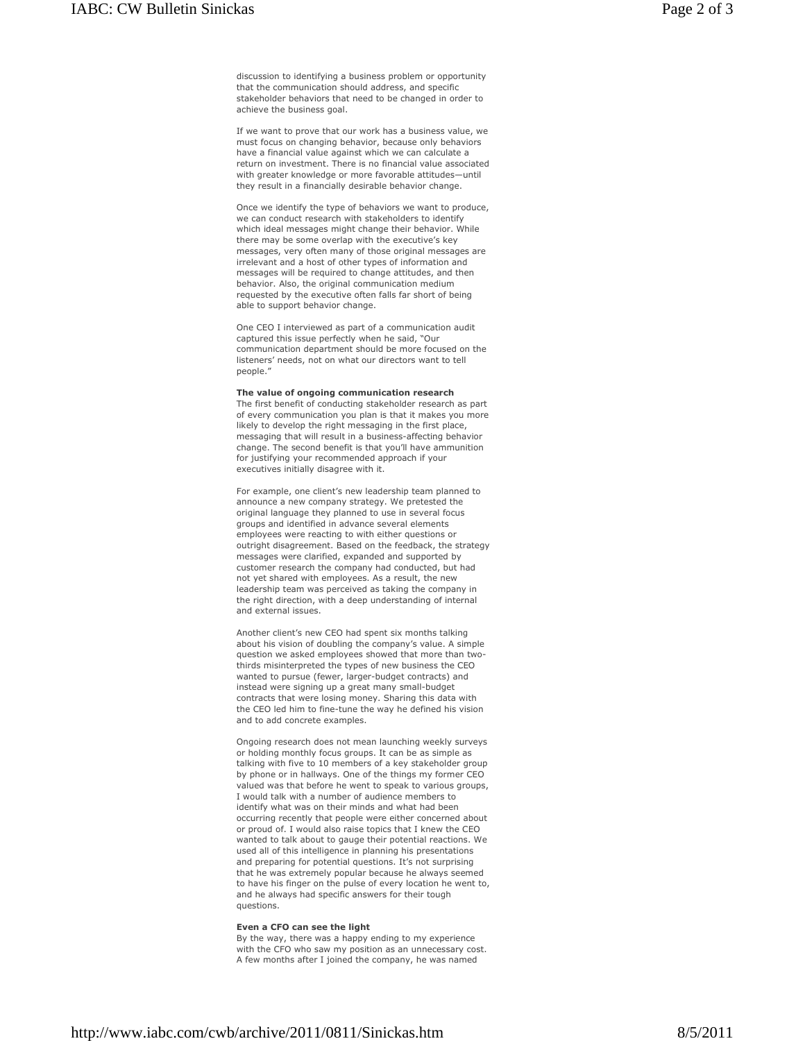discussion to identifying a business problem or opportunity that the communication should address, and specific stakeholder behaviors that need to be changed in order to achieve the business goal.

If we want to prove that our work has a business value, we must focus on changing behavior, because only behaviors have a financial value against which we can calculate a return on investment. There is no financial value associated with greater knowledge or more favorable attitudes—until they result in a financially desirable behavior change.

Once we identify the type of behaviors we want to produce, we can conduct research with stakeholders to identify which ideal messages might change their behavior. While there may be some overlap with the executive's key messages, very often many of those original messages are irrelevant and a host of other types of information and messages will be required to change attitudes, and then behavior. Also, the original communication medium requested by the executive often falls far short of being able to support behavior change.

One CEO I interviewed as part of a communication audit captured this issue perfectly when he said, "Our communication department should be more focused on the listeners' needs, not on what our directors want to tell people."

**The value of ongoing communication research**

The first benefit of conducting stakeholder research as part of every communication you plan is that it makes you more likely to develop the right messaging in the first place, messaging that will result in a business-affecting behavior change. The second benefit is that you'll have ammunition for justifying your recommended approach if your executives initially disagree with it.

For example, one client's new leadership team planned to announce a new company strategy. We pretested the original language they planned to use in several focus groups and identified in advance several elements employees were reacting to with either questions or outright disagreement. Based on the feedback, the strategy messages were clarified, expanded and supported by customer research the company had conducted, but had not yet shared with employees. As a result, the new leadership team was perceived as taking the company in the right direction, with a deep understanding of internal and external issues.

Another client's new CEO had spent six months talking about his vision of doubling the company's value. A simple question we asked employees showed that more than two-thirds misinterpreted the types of new business the CEO wanted to pursue (fewer, larger-budget contracts) and instead were signing up a great many small-budget contracts that were losing money. Sharing this data with the CEO led him to fine-tune the way he defined his vision and to add concrete examples.

Ongoing research does not mean launching weekly surveys or holding monthly focus groups. It can be as simple as talking with five to 10 members of a key stakeholder group by phone or in hallways. One of the things my former CEO valued was that before he went to speak to various groups, I would talk with a number of audience members to identify what was on their minds and what had been occurring recently that people were either concerned about or proud of. I would also raise topics that I knew the CEO wanted to talk about to gauge their potential reactions. We used all of this intelligence in planning his presentations and preparing for potential questions. It's not surprising that he was extremely popular because he always seemed to have his finger on the pulse of every location he went to, and he always had specific answers for their tough questions.

**Even a CFO can see the light**

By the way, there was a happy ending to my experience with the CFO who saw my position as an unnecessary cost. A few months after I joined the company, he was named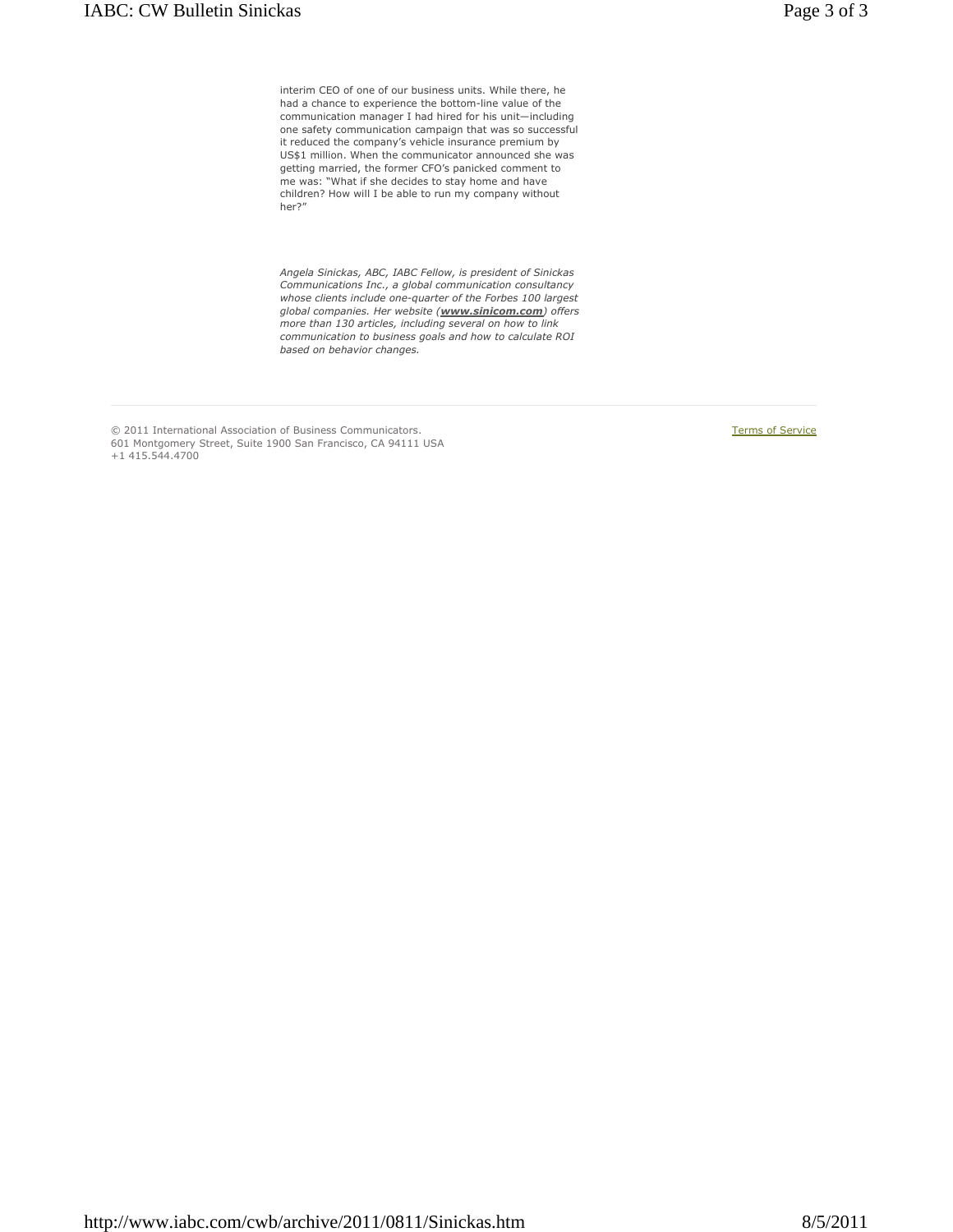interim CEO of one of our business units. While there, he had a chance to experience the bottom-line value of the communication manager I had hired for his unit—including one safety communication campaign that was so successful it reduced the company's vehicle insurance premium by US$1 million. When the communicator announced she was getting married, the former CFO's panicked comment to me was: "What if she decides to stay home and have children? How will I be able to run my company without her?"

*Angela Sinickas, ABC, IABC Fellow, is president of Sinickas Communications Inc., a global communication consultancy whose clients include one-quarter of the Forbes 100 largest global companies. Her website (**www.sinicom.com**) offers more than 130 articles, including several on how to link communication to business goals and how to calculate ROI based on behavior changes.*

---

© 2011 International Association of Business Communicators.
601 Montgomery Street, Suite 1900 San Francisco, CA 94111 USA
+1 415.544.4700

Terms of Service